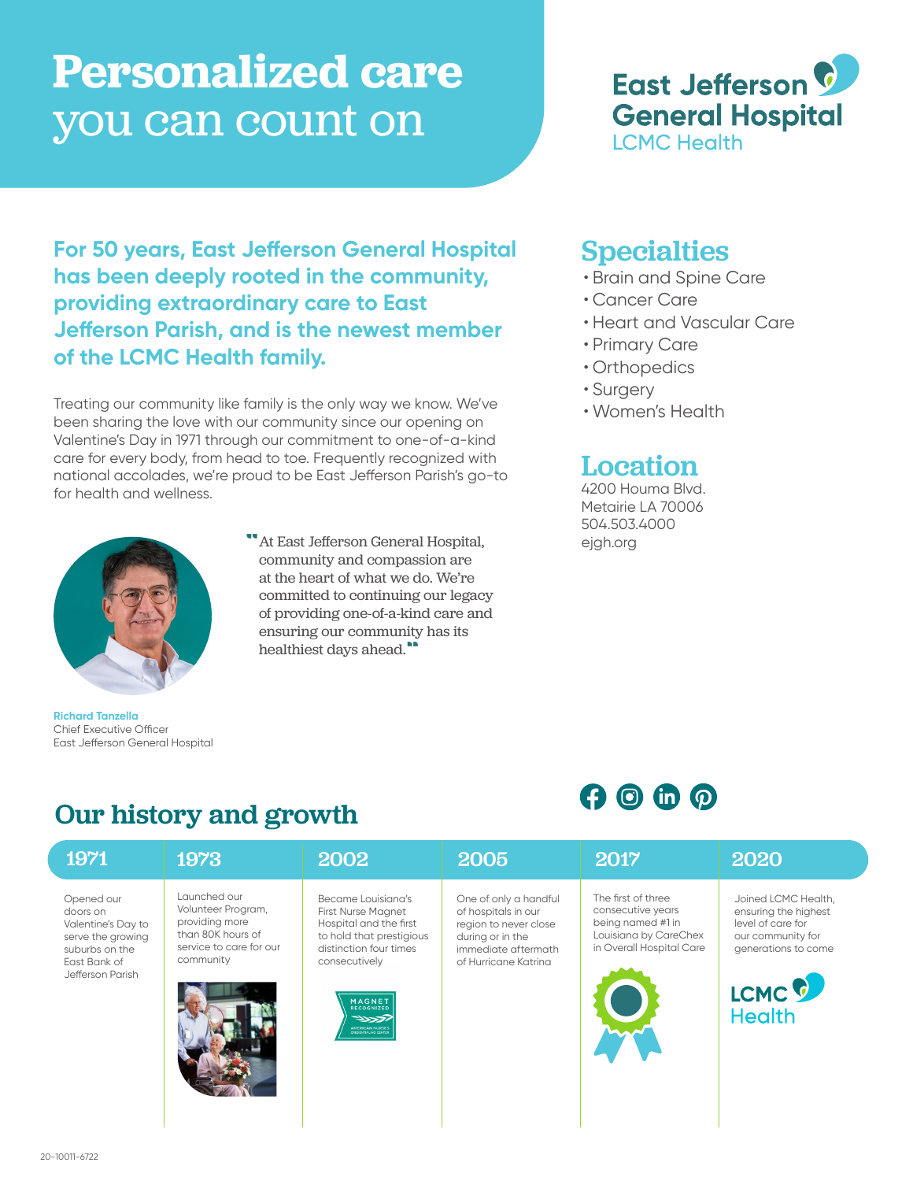# Personalized care you can count on

East Jefferson General Hospital
LCMC Health

**For 50 years, East Jefferson General Hospital has been deeply rooted in the community, providing extraordinary care to East Jefferson Parish, and is the newest member of the LCMC Health family.**

Treating our community like family is the only way we know. We've been sharing the love with our community since our opening on Valentine's Day in 1971 through our commitment to one-of-a-kind care for every body, from head to toe. Frequently recognized with national accolades, we're proud to be East Jefferson Parish's go-to for health and wellness.

> "At East Jefferson General Hospital, community and compassion are at the heart of what we do. We're committed to continuing our legacy of providing one-of-a-kind care and ensuring our community has its healthiest days ahead."

**Richard Tanzella**
Chief Executive Officer
East Jefferson General Hospital

## Specialties

- Brain and Spine Care
- Cancer Care
- Heart and Vascular Care
- Primary Care
- Orthopedics
- Surgery
- Women's Health

## Location

4200 Houma Blvd.
Metairie LA 70006
504.503.4000
ejgh.org

## Our history and growth

| 1971 | 1973 | 2002 | 2005 | 2017 | 2020 |
|---|---|---|---|---|---|
| Opened our doors on Valentine's Day to serve the growing suburbs on the East Bank of Jefferson Parish | Launched our Volunteer Program, providing more than 80K hours of service to care for our community | Became Louisiana's First Nurse Magnet Hospital and the first to hold that prestigious distinction four times consecutively | One of only a handful of hospitals in our region to never close during or in the immediate aftermath of Hurricane Katrina | The first of three consecutive years being named #1 in Louisiana by CareChex in Overall Hospital Care | Joined LCMC Health, ensuring the highest level of care for our community for generations to come |

MAGNET RECOGNIZED
AMERICAN NURSES CREDENTIALING CENTER

LCMC Health

20-10011-6722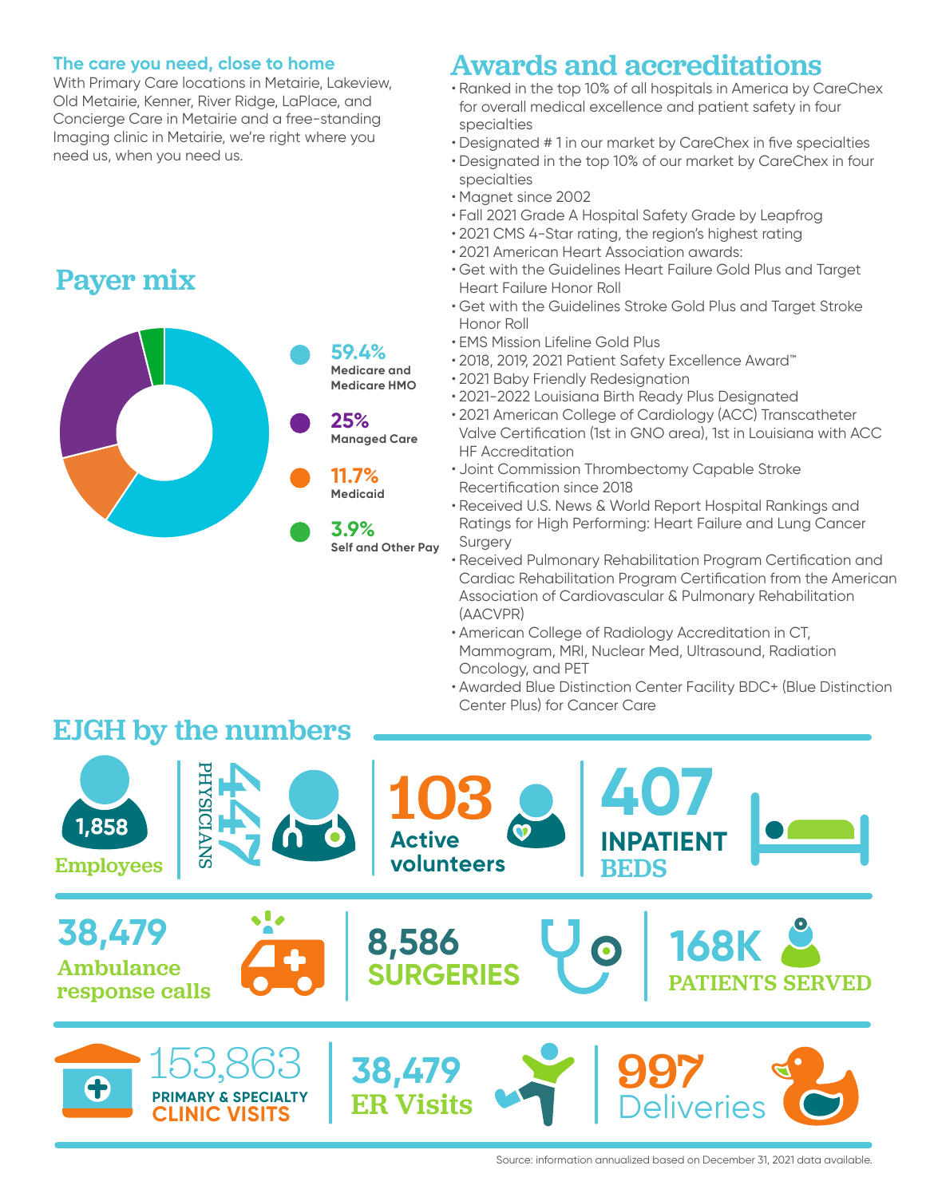### The care you need, close to home

With Primary Care locations in Metairie, Lakeview, Old Metairie, Kenner, River Ridge, LaPlace, and Concierge Care in Metairie and a free-standing Imaging clinic in Metairie, we're right where you need us, when you need us.

## Payer mix

59.4%
Medicare and Medicare HMO

25%
Managed Care

11.7%
Medicaid

3.9%
Self and Other Pay

## Awards and accreditations

- Ranked in the top 10% of all hospitals in America by CareChex for overall medical excellence and patient safety in four specialties
- Designated # 1 in our market by CareChex in five specialties
- Designated in the top 10% of our market by CareChex in four specialties
- Magnet since 2002
- Fall 2021 Grade A Hospital Safety Grade by Leapfrog
- 2021 CMS 4-Star rating, the region's highest rating
- 2021 American Heart Association awards:
- Get with the Guidelines Heart Failure Gold Plus and Target Heart Failure Honor Roll
- Get with the Guidelines Stroke Gold Plus and Target Stroke Honor Roll
- EMS Mission Lifeline Gold Plus
- 2018, 2019, 2021 Patient Safety Excellence Award™
- 2021 Baby Friendly Redesignation
- 2021-2022 Louisiana Birth Ready Plus Designated
- 2021 American College of Cardiology (ACC) Transcatheter Valve Certification (1st in GNO area), 1st in Louisiana with ACC HF Accreditation
- Joint Commission Thrombectomy Capable Stroke Recertification since 2018
- Received U.S. News & World Report Hospital Rankings and Ratings for High Performing: Heart Failure and Lung Cancer Surgery
- Received Pulmonary Rehabilitation Program Certification and Cardiac Rehabilitation Program Certification from the American Association of Cardiovascular & Pulmonary Rehabilitation (AACVPR)
- American College of Radiology Accreditation in CT, Mammogram, MRI, Nuclear Med, Ultrasound, Radiation Oncology, and PET
- Awarded Blue Distinction Center Facility BDC+ (Blue Distinction Center Plus) for Cancer Care

## EJGH by the numbers

1,858 Employees

447 Physicians

103 Active volunteers

407 Inpatient Beds

38,479 Ambulance response calls

8,586 Surgeries

168K Patients Served

153,863 Primary & Specialty Clinic Visits

38,479 ER Visits

997 Deliveries

Source: information annualized based on December 31, 2021 data available.